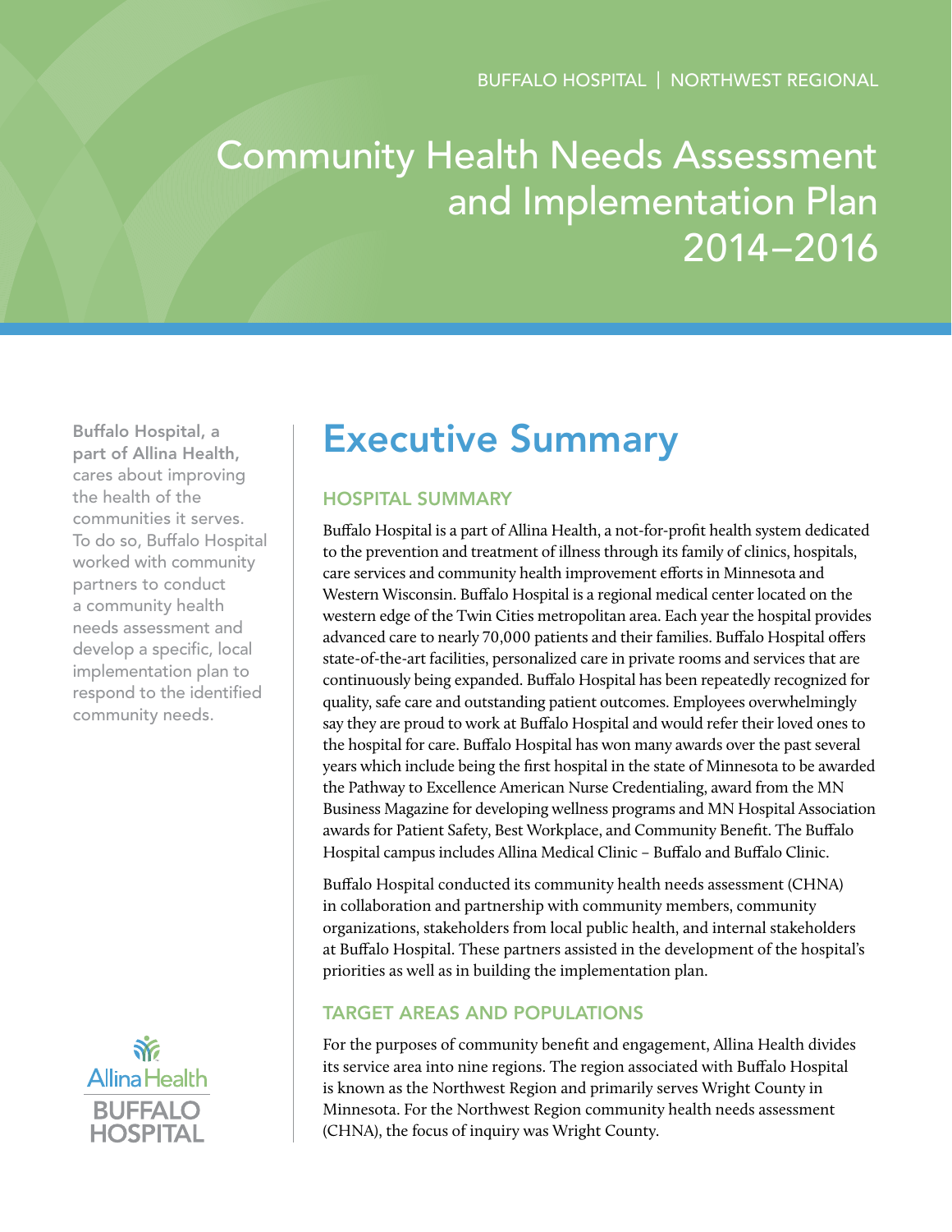BUFFALO HOSPITAL | NORTHWEST REGIONAL

# Community Health Needs Assessment and Implementation Plan 2014–2016

**Buffalo Hospital, a part of Allina Health,** cares about improving the health of the communities it serves. To do so, Buffalo Hospital worked with community partners to conduct a community health needs assessment and develop a specific, local implementation plan to respond to the identified community needs.

Allina Health
BUFFALO HOSPITAL

## Executive Summary

### HOSPITAL SUMMARY

Buffalo Hospital is a part of Allina Health, a not-for-profit health system dedicated to the prevention and treatment of illness through its family of clinics, hospitals, care services and community health improvement efforts in Minnesota and Western Wisconsin. Buffalo Hospital is a regional medical center located on the western edge of the Twin Cities metropolitan area. Each year the hospital provides advanced care to nearly 70,000 patients and their families. Buffalo Hospital offers state-of-the-art facilities, personalized care in private rooms and services that are continuously being expanded. Buffalo Hospital has been repeatedly recognized for quality, safe care and outstanding patient outcomes. Employees overwhelmingly say they are proud to work at Buffalo Hospital and would refer their loved ones to the hospital for care. Buffalo Hospital has won many awards over the past several years which include being the first hospital in the state of Minnesota to be awarded the Pathway to Excellence American Nurse Credentialing, award from the MN Business Magazine for developing wellness programs and MN Hospital Association awards for Patient Safety, Best Workplace, and Community Benefit. The Buffalo Hospital campus includes Allina Medical Clinic – Buffalo and Buffalo Clinic.

Buffalo Hospital conducted its community health needs assessment (CHNA) in collaboration and partnership with community members, community organizations, stakeholders from local public health, and internal stakeholders at Buffalo Hospital. These partners assisted in the development of the hospital's priorities as well as in building the implementation plan.

### TARGET AREAS AND POPULATIONS

For the purposes of community benefit and engagement, Allina Health divides its service area into nine regions. The region associated with Buffalo Hospital is known as the Northwest Region and primarily serves Wright County in Minnesota. For the Northwest Region community health needs assessment (CHNA), the focus of inquiry was Wright County.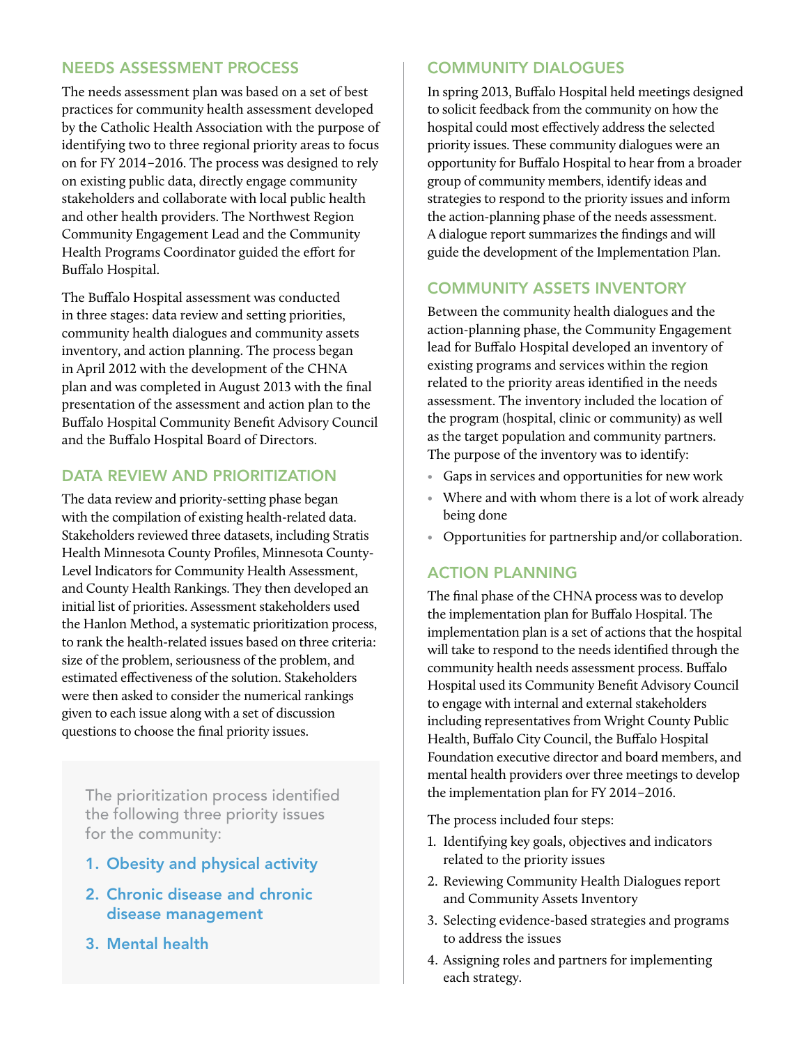## NEEDS ASSESSMENT PROCESS

The needs assessment plan was based on a set of best practices for community health assessment developed by the Catholic Health Association with the purpose of identifying two to three regional priority areas to focus on for FY 2014–2016. The process was designed to rely on existing public data, directly engage community stakeholders and collaborate with local public health and other health providers. The Northwest Region Community Engagement Lead and the Community Health Programs Coordinator guided the effort for Buffalo Hospital.

The Buffalo Hospital assessment was conducted in three stages: data review and setting priorities, community health dialogues and community assets inventory, and action planning. The process began in April 2012 with the development of the CHNA plan and was completed in August 2013 with the final presentation of the assessment and action plan to the Buffalo Hospital Community Benefit Advisory Council and the Buffalo Hospital Board of Directors.

## DATA REVIEW AND PRIORITIZATION

The data review and priority-setting phase began with the compilation of existing health-related data. Stakeholders reviewed three datasets, including Stratis Health Minnesota County Profiles, Minnesota County-Level Indicators for Community Health Assessment, and County Health Rankings. They then developed an initial list of priorities. Assessment stakeholders used the Hanlon Method, a systematic prioritization process, to rank the health-related issues based on three criteria: size of the problem, seriousness of the problem, and estimated effectiveness of the solution. Stakeholders were then asked to consider the numerical rankings given to each issue along with a set of discussion questions to choose the final priority issues.

The prioritization process identified the following three priority issues for the community:

1. **Obesity and physical activity**
2. **Chronic disease and chronic disease management**
3. **Mental health**

## COMMUNITY DIALOGUES

In spring 2013, Buffalo Hospital held meetings designed to solicit feedback from the community on how the hospital could most effectively address the selected priority issues. These community dialogues were an opportunity for Buffalo Hospital to hear from a broader group of community members, identify ideas and strategies to respond to the priority issues and inform the action-planning phase of the needs assessment. A dialogue report summarizes the findings and will guide the development of the Implementation Plan.

## COMMUNITY ASSETS INVENTORY

Between the community health dialogues and the action-planning phase, the Community Engagement lead for Buffalo Hospital developed an inventory of existing programs and services within the region related to the priority areas identified in the needs assessment. The inventory included the location of the program (hospital, clinic or community) as well as the target population and community partners. The purpose of the inventory was to identify:

- Gaps in services and opportunities for new work
- Where and with whom there is a lot of work already being done
- Opportunities for partnership and/or collaboration.

## ACTION PLANNING

The final phase of the CHNA process was to develop the implementation plan for Buffalo Hospital. The implementation plan is a set of actions that the hospital will take to respond to the needs identified through the community health needs assessment process. Buffalo Hospital used its Community Benefit Advisory Council to engage with internal and external stakeholders including representatives from Wright County Public Health, Buffalo City Council, the Buffalo Hospital Foundation executive director and board members, and mental health providers over three meetings to develop the implementation plan for FY 2014–2016.

The process included four steps:

1. Identifying key goals, objectives and indicators related to the priority issues
2. Reviewing Community Health Dialogues report and Community Assets Inventory
3. Selecting evidence-based strategies and programs to address the issues
4. Assigning roles and partners for implementing each strategy.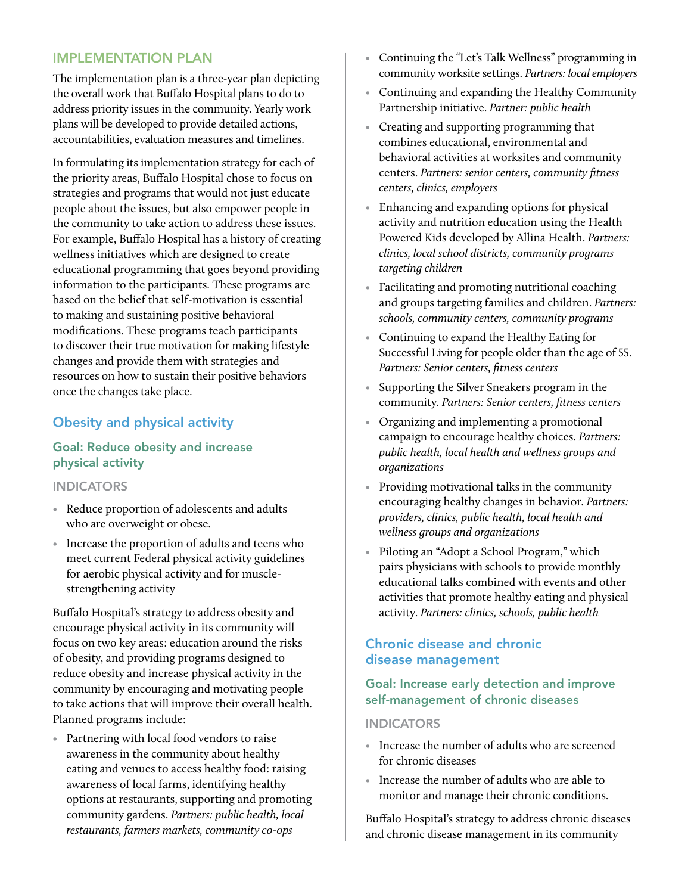## IMPLEMENTATION PLAN

The implementation plan is a three-year plan depicting the overall work that Buffalo Hospital plans to do to address priority issues in the community. Yearly work plans will be developed to provide detailed actions, accountabilities, evaluation measures and timelines.

In formulating its implementation strategy for each of the priority areas, Buffalo Hospital chose to focus on strategies and programs that would not just educate people about the issues, but also empower people in the community to take action to address these issues. For example, Buffalo Hospital has a history of creating wellness initiatives which are designed to create educational programming that goes beyond providing information to the participants. These programs are based on the belief that self-motivation is essential to making and sustaining positive behavioral modifications. These programs teach participants to discover their true motivation for making lifestyle changes and provide them with strategies and resources on how to sustain their positive behaviors once the changes take place.

### Obesity and physical activity

#### Goal: Reduce obesity and increase physical activity

INDICATORS

- Reduce proportion of adolescents and adults who are overweight or obese.
- Increase the proportion of adults and teens who meet current Federal physical activity guidelines for aerobic physical activity and for muscle-strengthening activity

Buffalo Hospital's strategy to address obesity and encourage physical activity in its community will focus on two key areas: education around the risks of obesity, and providing programs designed to reduce obesity and increase physical activity in the community by encouraging and motivating people to take actions that will improve their overall health. Planned programs include:

- Partnering with local food vendors to raise awareness in the community about healthy eating and venues to access healthy food: raising awareness of local farms, identifying healthy options at restaurants, supporting and promoting community gardens. *Partners: public health, local restaurants, farmers markets, community co-ops*
- Continuing the "Let's Talk Wellness" programming in community worksite settings. *Partners: local employers*
- Continuing and expanding the Healthy Community Partnership initiative. *Partner: public health*
- Creating and supporting programming that combines educational, environmental and behavioral activities at worksites and community centers. *Partners: senior centers, community fitness centers, clinics, employers*
- Enhancing and expanding options for physical activity and nutrition education using the Health Powered Kids developed by Allina Health. *Partners: clinics, local school districts, community programs targeting children*
- Facilitating and promoting nutritional coaching and groups targeting families and children. *Partners: schools, community centers, community programs*
- Continuing to expand the Healthy Eating for Successful Living for people older than the age of 55. *Partners: Senior centers, fitness centers*
- Supporting the Silver Sneakers program in the community. *Partners: Senior centers, fitness centers*
- Organizing and implementing a promotional campaign to encourage healthy choices. *Partners: public health, local health and wellness groups and organizations*
- Providing motivational talks in the community encouraging healthy changes in behavior. *Partners: providers, clinics, public health, local health and wellness groups and organizations*
- Piloting an "Adopt a School Program," which pairs physicians with schools to provide monthly educational talks combined with events and other activities that promote healthy eating and physical activity. *Partners: clinics, schools, public health*

### Chronic disease and chronic disease management

#### Goal: Increase early detection and improve self-management of chronic diseases

INDICATORS

- Increase the number of adults who are screened for chronic diseases
- Increase the number of adults who are able to monitor and manage their chronic conditions.

Buffalo Hospital's strategy to address chronic diseases and chronic disease management in its community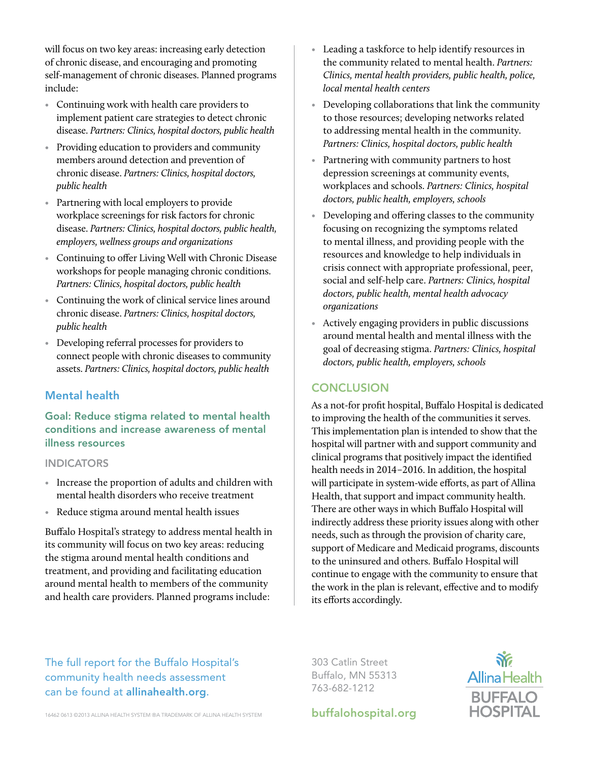will focus on two key areas: increasing early detection of chronic disease, and encouraging and promoting self-management of chronic diseases. Planned programs include:

- Continuing work with health care providers to implement patient care strategies to detect chronic disease. *Partners: Clinics, hospital doctors, public health*
- Providing education to providers and community members around detection and prevention of chronic disease. *Partners: Clinics, hospital doctors, public health*
- Partnering with local employers to provide workplace screenings for risk factors for chronic disease. *Partners: Clinics, hospital doctors, public health, employers, wellness groups and organizations*
- Continuing to offer Living Well with Chronic Disease workshops for people managing chronic conditions. *Partners: Clinics, hospital doctors, public health*
- Continuing the work of clinical service lines around chronic disease. *Partners: Clinics, hospital doctors, public health*
- Developing referral processes for providers to connect people with chronic diseases to community assets. *Partners: Clinics, hospital doctors, public health*

## Mental health

### Goal: Reduce stigma related to mental health conditions and increase awareness of mental illness resources

#### INDICATORS

- Increase the proportion of adults and children with mental health disorders who receive treatment
- Reduce stigma around mental health issues

Buffalo Hospital's strategy to address mental health in its community will focus on two key areas: reducing the stigma around mental health conditions and treatment, and providing and facilitating education around mental health to members of the community and health care providers. Planned programs include:

- Leading a taskforce to help identify resources in the community related to mental health. *Partners: Clinics, mental health providers, public health, police, local mental health centers*
- Developing collaborations that link the community to those resources; developing networks related to addressing mental health in the community. *Partners: Clinics, hospital doctors, public health*
- Partnering with community partners to host depression screenings at community events, workplaces and schools. *Partners: Clinics, hospital doctors, public health, employers, schools*
- Developing and offering classes to the community focusing on recognizing the symptoms related to mental illness, and providing people with the resources and knowledge to help individuals in crisis connect with appropriate professional, peer, social and self-help care. *Partners: Clinics, hospital doctors, public health, mental health advocacy organizations*
- Actively engaging providers in public discussions around mental health and mental illness with the goal of decreasing stigma. *Partners: Clinics, hospital doctors, public health, employers, schools*

## CONCLUSION

As a not-for profit hospital, Buffalo Hospital is dedicated to improving the health of the communities it serves. This implementation plan is intended to show that the hospital will partner with and support community and clinical programs that positively impact the identified health needs in 2014–2016. In addition, the hospital will participate in system-wide efforts, as part of Allina Health, that support and impact community health. There are other ways in which Buffalo Hospital will indirectly address these priority issues along with other needs, such as through the provision of charity care, support of Medicare and Medicaid programs, discounts to the uninsured and others. Buffalo Hospital will continue to engage with the community to ensure that the work in the plan is relevant, effective and to modify its efforts accordingly.

The full report for the Buffalo Hospital's community health needs assessment can be found at **allinahealth.org**.

303 Catlin Street
Buffalo, MN 55313
763-682-1212

**buffalohospital.org**

Allina Health
BUFFALO HOSPITAL

16462 0613 ©2013 ALLINA HEALTH SYSTEM ®A TRADEMARK OF ALLINA HEALTH SYSTEM